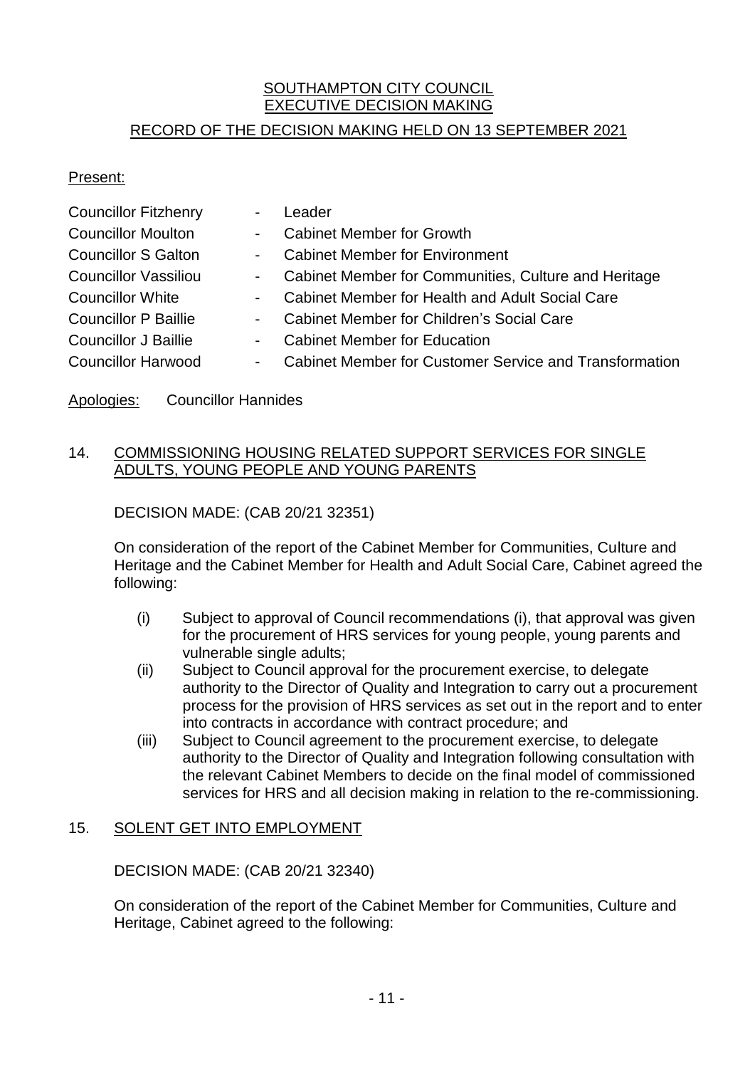# SOUTHAMPTON CITY COUNCIL
## EXECUTIVE DECISION MAKING
## RECORD OF THE DECISION MAKING HELD ON 13 SEPTEMBER 2021

Present:

| | | |
|---|---|---|
| Councillor Fitzhenry | - | Leader |
| Councillor Moulton | - | Cabinet Member for Growth |
| Councillor S Galton | - | Cabinet Member for Environment |
| Councillor Vassiliou | - | Cabinet Member for Communities, Culture and Heritage |
| Councillor White | - | Cabinet Member for Health and Adult Social Care |
| Councillor P Baillie | - | Cabinet Member for Children's Social Care |
| Councillor J Baillie | - | Cabinet Member for Education |
| Councillor Harwood | - | Cabinet Member for Customer Service and Transformation |

Apologies: Councillor Hannides

### 14. COMMISSIONING HOUSING RELATED SUPPORT SERVICES FOR SINGLE ADULTS, YOUNG PEOPLE AND YOUNG PARENTS

DECISION MADE: (CAB 20/21 32351)

On consideration of the report of the Cabinet Member for Communities, Culture and Heritage and the Cabinet Member for Health and Adult Social Care, Cabinet agreed the following:

- (i) Subject to approval of Council recommendations (i), that approval was given for the procurement of HRS services for young people, young parents and vulnerable single adults;
- (ii) Subject to Council approval for the procurement exercise, to delegate authority to the Director of Quality and Integration to carry out a procurement process for the provision of HRS services as set out in the report and to enter into contracts in accordance with contract procedure; and
- (iii) Subject to Council agreement to the procurement exercise, to delegate authority to the Director of Quality and Integration following consultation with the relevant Cabinet Members to decide on the final model of commissioned services for HRS and all decision making in relation to the re-commissioning.

### 15. SOLENT GET INTO EMPLOYMENT

DECISION MADE: (CAB 20/21 32340)

On consideration of the report of the Cabinet Member for Communities, Culture and Heritage, Cabinet agreed to the following: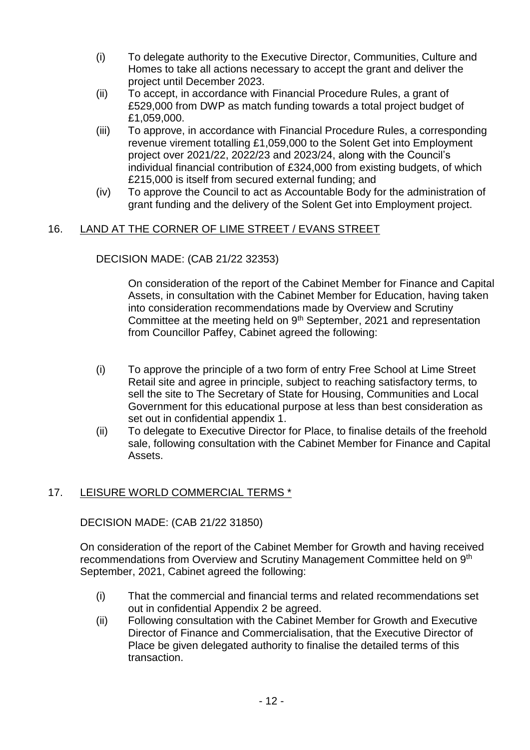(i) To delegate authority to the Executive Director, Communities, Culture and Homes to take all actions necessary to accept the grant and deliver the project until December 2023.

(ii) To accept, in accordance with Financial Procedure Rules, a grant of £529,000 from DWP as match funding towards a total project budget of £1,059,000.

(iii) To approve, in accordance with Financial Procedure Rules, a corresponding revenue virement totalling £1,059,000 to the Solent Get into Employment project over 2021/22, 2022/23 and 2023/24, along with the Council's individual financial contribution of £324,000 from existing budgets, of which £215,000 is itself from secured external funding; and

(iv) To approve the Council to act as Accountable Body for the administration of grant funding and the delivery of the Solent Get into Employment project.

## 16. LAND AT THE CORNER OF LIME STREET / EVANS STREET

DECISION MADE: (CAB 21/22 32353)

On consideration of the report of the Cabinet Member for Finance and Capital Assets, in consultation with the Cabinet Member for Education, having taken into consideration recommendations made by Overview and Scrutiny Committee at the meeting held on 9th September, 2021 and representation from Councillor Paffey, Cabinet agreed the following:

(i) To approve the principle of a two form of entry Free School at Lime Street Retail site and agree in principle, subject to reaching satisfactory terms, to sell the site to The Secretary of State for Housing, Communities and Local Government for this educational purpose at less than best consideration as set out in confidential appendix 1.

(ii) To delegate to Executive Director for Place, to finalise details of the freehold sale, following consultation with the Cabinet Member for Finance and Capital Assets.

## 17. LEISURE WORLD COMMERCIAL TERMS *

DECISION MADE: (CAB 21/22 31850)

On consideration of the report of the Cabinet Member for Growth and having received recommendations from Overview and Scrutiny Management Committee held on 9th September, 2021, Cabinet agreed the following:

(i) That the commercial and financial terms and related recommendations set out in confidential Appendix 2 be agreed.

(ii) Following consultation with the Cabinet Member for Growth and Executive Director of Finance and Commercialisation, that the Executive Director of Place be given delegated authority to finalise the detailed terms of this transaction.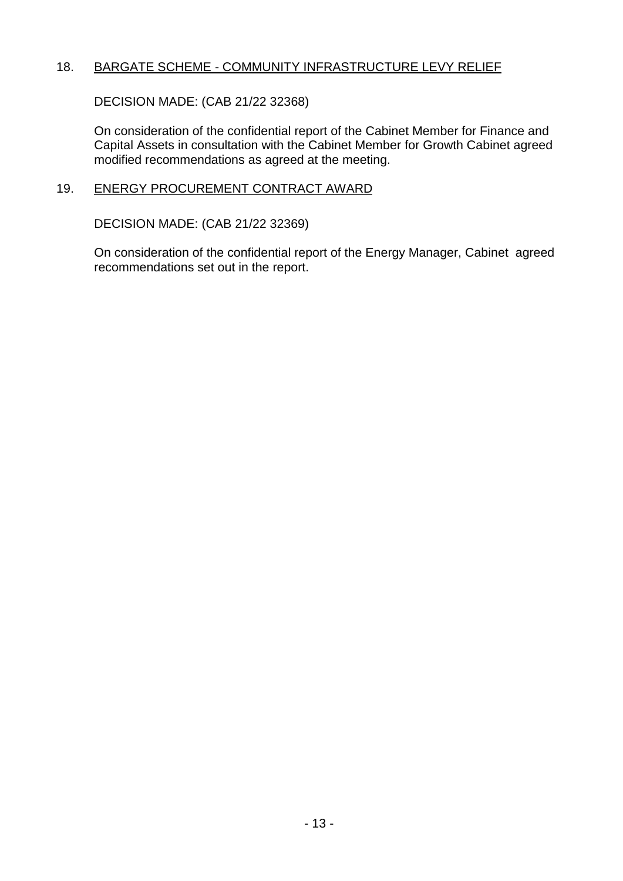18. <u>BARGATE SCHEME - COMMUNITY INFRASTRUCTURE LEVY RELIEF</u>

DECISION MADE: (CAB 21/22 32368)

On consideration of the confidential report of the Cabinet Member for Finance and Capital Assets in consultation with the Cabinet Member for Growth Cabinet agreed modified recommendations as agreed at the meeting.

19. <u>ENERGY PROCUREMENT CONTRACT AWARD</u>

DECISION MADE: (CAB 21/22 32369)

On consideration of the confidential report of the Energy Manager, Cabinet agreed recommendations set out in the report.